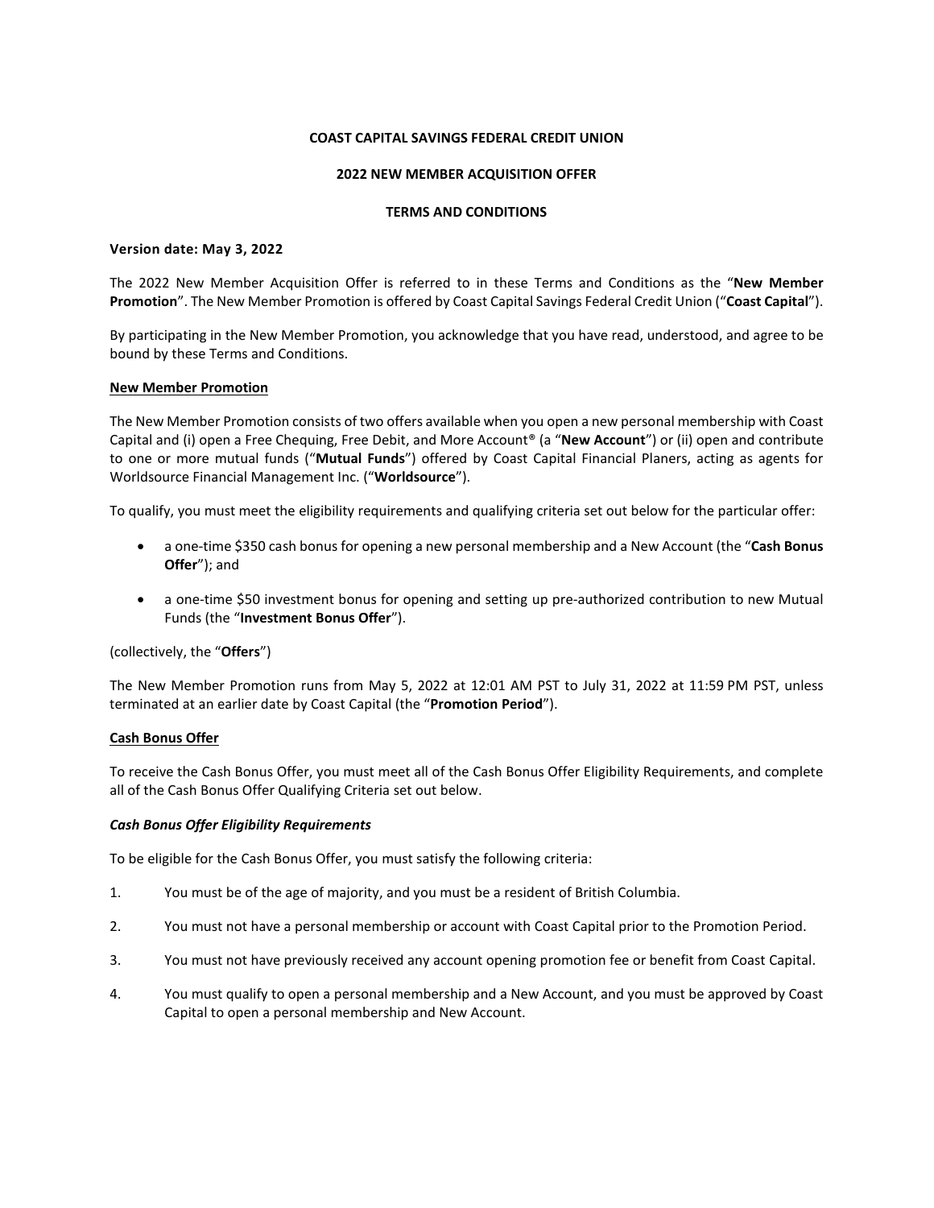**COAST CAPITAL SAVINGS FEDERAL CREDIT UNION**

**2022 NEW MEMBER ACQUISITION OFFER**

**TERMS AND CONDITIONS**

**Version date: May 3, 2022**

The 2022 New Member Acquisition Offer is referred to in these Terms and Conditions as the "**New Member Promotion**". The New Member Promotion is offered by Coast Capital Savings Federal Credit Union ("**Coast Capital**").

By participating in the New Member Promotion, you acknowledge that you have read, understood, and agree to be bound by these Terms and Conditions.

## New Member Promotion

The New Member Promotion consists of two offers available when you open a new personal membership with Coast Capital and (i) open a Free Chequing, Free Debit, and More Account® (a "**New Account**") or (ii) open and contribute to one or more mutual funds ("**Mutual Funds**") offered by Coast Capital Financial Planers, acting as agents for Worldsource Financial Management Inc. ("**Worldsource**").

To qualify, you must meet the eligibility requirements and qualifying criteria set out below for the particular offer:

- a one-time $350 cash bonus for opening a new personal membership and a New Account (the "**Cash Bonus Offer**"); and
- a one-time $50 investment bonus for opening and setting up pre-authorized contribution to new Mutual Funds (the "**Investment Bonus Offer**").

(collectively, the "**Offers**")

The New Member Promotion runs from May 5, 2022 at 12:01 AM PST to July 31, 2022 at 11:59 PM PST, unless terminated at an earlier date by Coast Capital (the "**Promotion Period**").

## Cash Bonus Offer

To receive the Cash Bonus Offer, you must meet all of the Cash Bonus Offer Eligibility Requirements, and complete all of the Cash Bonus Offer Qualifying Criteria set out below.

### *Cash Bonus Offer Eligibility Requirements*

To be eligible for the Cash Bonus Offer, you must satisfy the following criteria:

1. You must be of the age of majority, and you must be a resident of British Columbia.
2. You must not have a personal membership or account with Coast Capital prior to the Promotion Period.
3. You must not have previously received any account opening promotion fee or benefit from Coast Capital.
4. You must qualify to open a personal membership and a New Account, and you must be approved by Coast Capital to open a personal membership and New Account.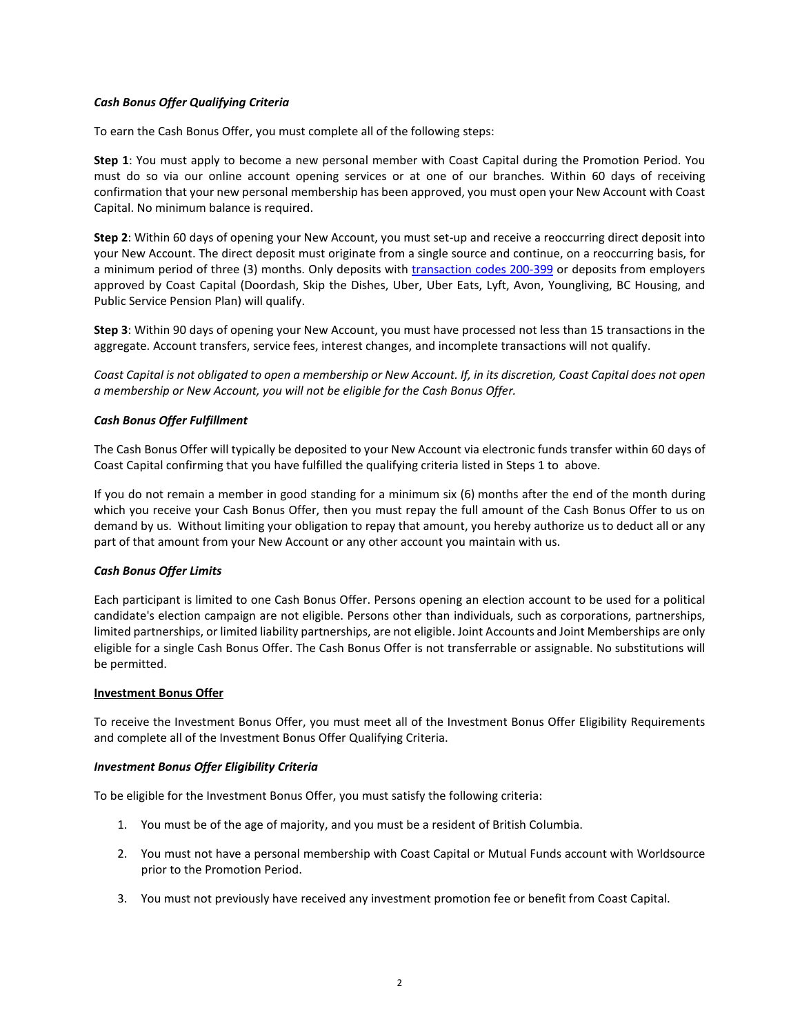***Cash Bonus Offer Qualifying Criteria***

To earn the Cash Bonus Offer, you must complete all of the following steps:

**Step 1**: You must apply to become a new personal member with Coast Capital during the Promotion Period. You must do so via our online account opening services or at one of our branches. Within 60 days of receiving confirmation that your new personal membership has been approved, you must open your New Account with Coast Capital. No minimum balance is required.

**Step 2**: Within 60 days of opening your New Account, you must set-up and receive a reoccurring direct deposit into your New Account. The direct deposit must originate from a single source and continue, on a reoccurring basis, for a minimum period of three (3) months. Only deposits with transaction codes 200-399 or deposits from employers approved by Coast Capital (Doordash, Skip the Dishes, Uber, Uber Eats, Lyft, Avon, Youngliving, BC Housing, and Public Service Pension Plan) will qualify.

**Step 3**: Within 90 days of opening your New Account, you must have processed not less than 15 transactions in the aggregate. Account transfers, service fees, interest changes, and incomplete transactions will not qualify.

*Coast Capital is not obligated to open a membership or New Account. If, in its discretion, Coast Capital does not open a membership or New Account, you will not be eligible for the Cash Bonus Offer.*

***Cash Bonus Offer Fulfillment***

The Cash Bonus Offer will typically be deposited to your New Account via electronic funds transfer within 60 days of Coast Capital confirming that you have fulfilled the qualifying criteria listed in Steps 1 to above.

If you do not remain a member in good standing for a minimum six (6) months after the end of the month during which you receive your Cash Bonus Offer, then you must repay the full amount of the Cash Bonus Offer to us on demand by us. Without limiting your obligation to repay that amount, you hereby authorize us to deduct all or any part of that amount from your New Account or any other account you maintain with us.

***Cash Bonus Offer Limits***

Each participant is limited to one Cash Bonus Offer. Persons opening an election account to be used for a political candidate's election campaign are not eligible. Persons other than individuals, such as corporations, partnerships, limited partnerships, or limited liability partnerships, are not eligible. Joint Accounts and Joint Memberships are only eligible for a single Cash Bonus Offer. The Cash Bonus Offer is not transferrable or assignable. No substitutions will be permitted.

**Investment Bonus Offer**

To receive the Investment Bonus Offer, you must meet all of the Investment Bonus Offer Eligibility Requirements and complete all of the Investment Bonus Offer Qualifying Criteria.

***Investment Bonus Offer Eligibility Criteria***

To be eligible for the Investment Bonus Offer, you must satisfy the following criteria:

1. You must be of the age of majority, and you must be a resident of British Columbia.
2. You must not have a personal membership with Coast Capital or Mutual Funds account with Worldsource prior to the Promotion Period.
3. You must not previously have received any investment promotion fee or benefit from Coast Capital.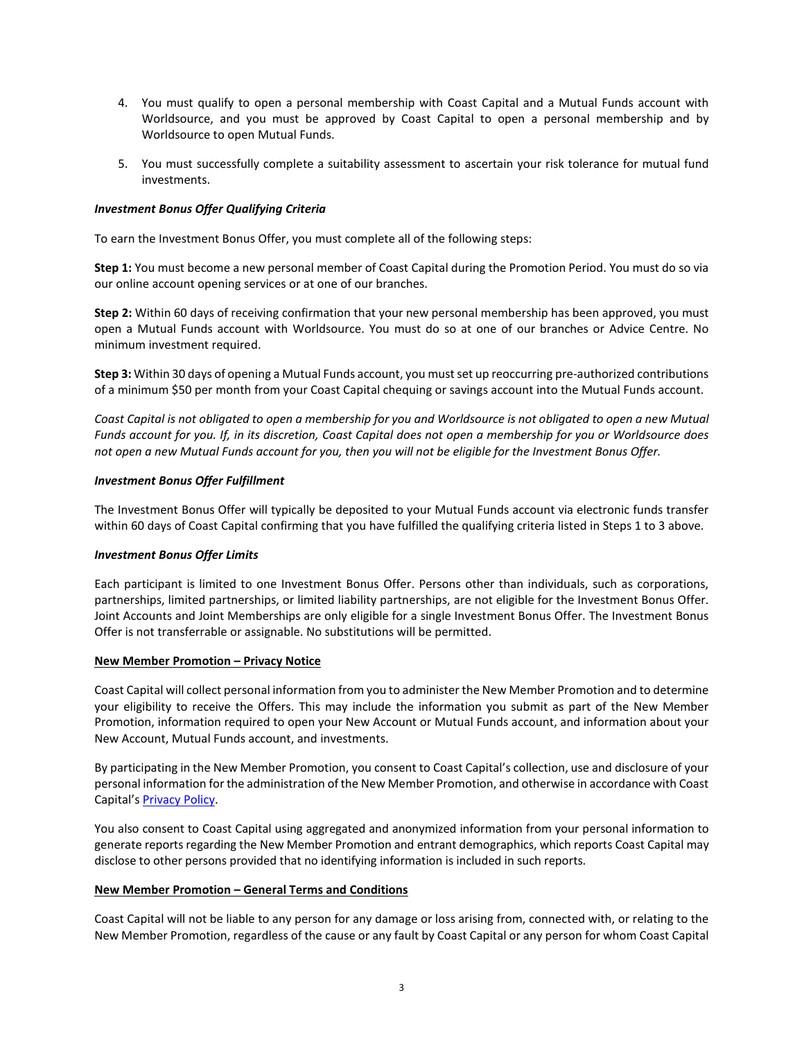4. You must qualify to open a personal membership with Coast Capital and a Mutual Funds account with Worldsource, and you must be approved by Coast Capital to open a personal membership and by Worldsource to open Mutual Funds.

5. You must successfully complete a suitability assessment to ascertain your risk tolerance for mutual fund investments.

***Investment Bonus Offer Qualifying Criteria***

To earn the Investment Bonus Offer, you must complete all of the following steps:

**Step 1:** You must become a new personal member of Coast Capital during the Promotion Period. You must do so via our online account opening services or at one of our branches.

**Step 2:** Within 60 days of receiving confirmation that your new personal membership has been approved, you must open a Mutual Funds account with Worldsource. You must do so at one of our branches or Advice Centre. No minimum investment required.

**Step 3:** Within 30 days of opening a Mutual Funds account, you must set up reoccurring pre-authorized contributions of a minimum $50 per month from your Coast Capital chequing or savings account into the Mutual Funds account.

*Coast Capital is not obligated to open a membership for you and Worldsource is not obligated to open a new Mutual Funds account for you. If, in its discretion, Coast Capital does not open a membership for you or Worldsource does not open a new Mutual Funds account for you, then you will not be eligible for the Investment Bonus Offer.*

***Investment Bonus Offer Fulfillment***

The Investment Bonus Offer will typically be deposited to your Mutual Funds account via electronic funds transfer within 60 days of Coast Capital confirming that you have fulfilled the qualifying criteria listed in Steps 1 to 3 above.

***Investment Bonus Offer Limits***

Each participant is limited to one Investment Bonus Offer. Persons other than individuals, such as corporations, partnerships, limited partnerships, or limited liability partnerships, are not eligible for the Investment Bonus Offer. Joint Accounts and Joint Memberships are only eligible for a single Investment Bonus Offer. The Investment Bonus Offer is not transferrable or assignable. No substitutions will be permitted.

**New Member Promotion – Privacy Notice**

Coast Capital will collect personal information from you to administer the New Member Promotion and to determine your eligibility to receive the Offers. This may include the information you submit as part of the New Member Promotion, information required to open your New Account or Mutual Funds account, and information about your New Account, Mutual Funds account, and investments.

By participating in the New Member Promotion, you consent to Coast Capital's collection, use and disclosure of your personal information for the administration of the New Member Promotion, and otherwise in accordance with Coast Capital's Privacy Policy.

You also consent to Coast Capital using aggregated and anonymized information from your personal information to generate reports regarding the New Member Promotion and entrant demographics, which reports Coast Capital may disclose to other persons provided that no identifying information is included in such reports.

**New Member Promotion – General Terms and Conditions**

Coast Capital will not be liable to any person for any damage or loss arising from, connected with, or relating to the New Member Promotion, regardless of the cause or any fault by Coast Capital or any person for whom Coast Capital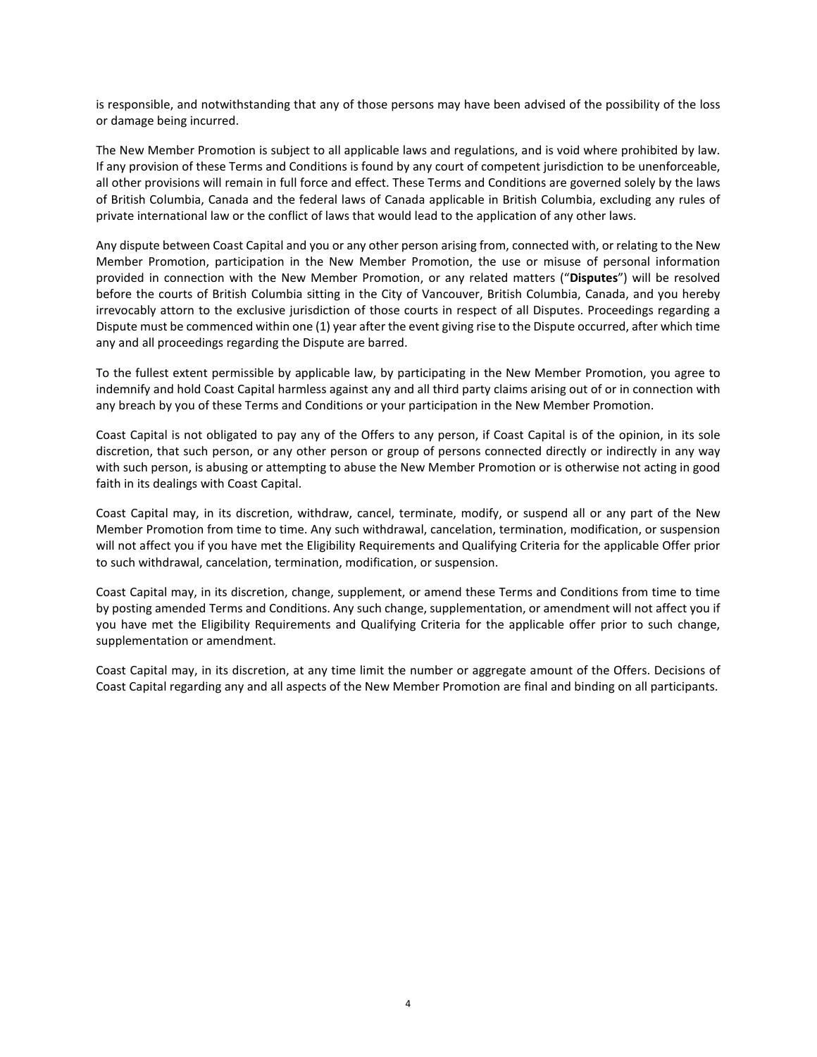is responsible, and notwithstanding that any of those persons may have been advised of the possibility of the loss or damage being incurred.

The New Member Promotion is subject to all applicable laws and regulations, and is void where prohibited by law. If any provision of these Terms and Conditions is found by any court of competent jurisdiction to be unenforceable, all other provisions will remain in full force and effect. These Terms and Conditions are governed solely by the laws of British Columbia, Canada and the federal laws of Canada applicable in British Columbia, excluding any rules of private international law or the conflict of laws that would lead to the application of any other laws.

Any dispute between Coast Capital and you or any other person arising from, connected with, or relating to the New Member Promotion, participation in the New Member Promotion, the use or misuse of personal information provided in connection with the New Member Promotion, or any related matters ("**Disputes**") will be resolved before the courts of British Columbia sitting in the City of Vancouver, British Columbia, Canada, and you hereby irrevocably attorn to the exclusive jurisdiction of those courts in respect of all Disputes. Proceedings regarding a Dispute must be commenced within one (1) year after the event giving rise to the Dispute occurred, after which time any and all proceedings regarding the Dispute are barred.

To the fullest extent permissible by applicable law, by participating in the New Member Promotion, you agree to indemnify and hold Coast Capital harmless against any and all third party claims arising out of or in connection with any breach by you of these Terms and Conditions or your participation in the New Member Promotion.

Coast Capital is not obligated to pay any of the Offers to any person, if Coast Capital is of the opinion, in its sole discretion, that such person, or any other person or group of persons connected directly or indirectly in any way with such person, is abusing or attempting to abuse the New Member Promotion or is otherwise not acting in good faith in its dealings with Coast Capital.

Coast Capital may, in its discretion, withdraw, cancel, terminate, modify, or suspend all or any part of the New Member Promotion from time to time. Any such withdrawal, cancelation, termination, modification, or suspension will not affect you if you have met the Eligibility Requirements and Qualifying Criteria for the applicable Offer prior to such withdrawal, cancelation, termination, modification, or suspension.

Coast Capital may, in its discretion, change, supplement, or amend these Terms and Conditions from time to time by posting amended Terms and Conditions. Any such change, supplementation, or amendment will not affect you if you have met the Eligibility Requirements and Qualifying Criteria for the applicable offer prior to such change, supplementation or amendment.

Coast Capital may, in its discretion, at any time limit the number or aggregate amount of the Offers. Decisions of Coast Capital regarding any and all aspects of the New Member Promotion are final and binding on all participants.